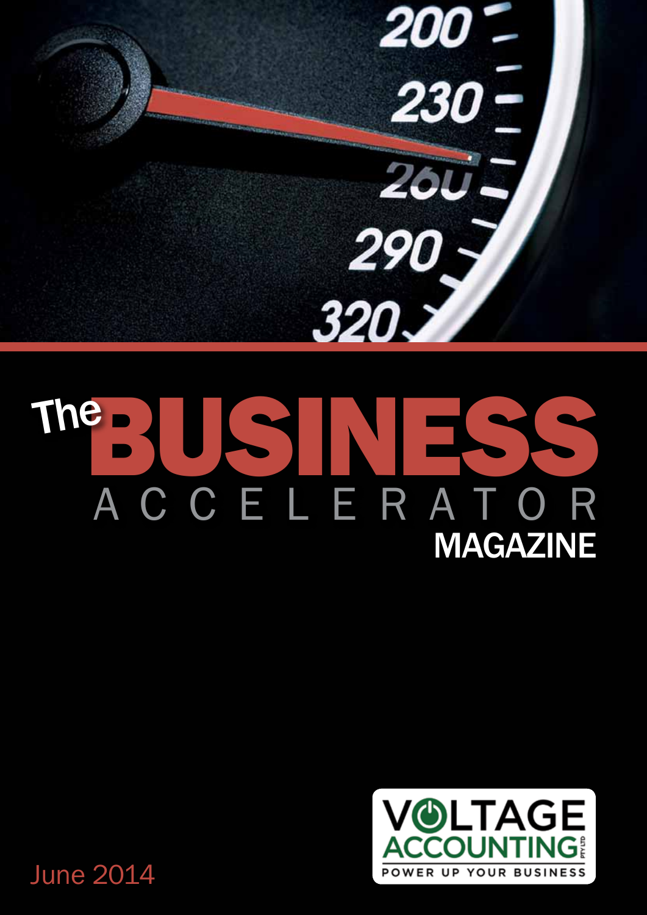# The BUSINESS ACCELERATOR MAGAZINE

June 2014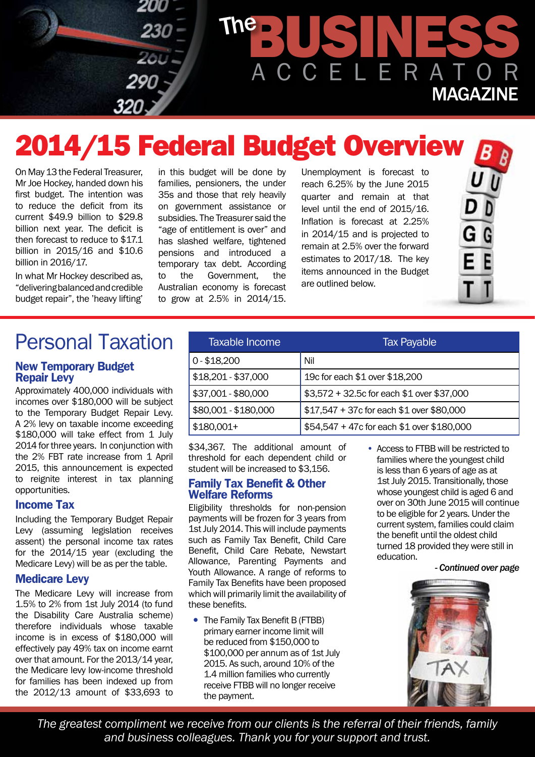# The BUSINESS ACCELERATOR MAGAZINE

# 2014/15 Federal Budget Overview

On May 13 the Federal Treasurer, Mr Joe Hockey, handed down his first budget. The intention was to reduce the deficit from its current $49.9 billion to $29.8 billion next year. The deficit is then forecast to reduce to $17.1 billion in 2015/16 and $10.6 billion in 2016/17.

In what Mr Hockey described as, "delivering balanced and credible budget repair", the 'heavy lifting' in this budget will be done by families, pensioners, the under 35s and those that rely heavily on government assistance or subsidies. The Treasurer said the "age of entitlement is over" and has slashed welfare, tightened pensions and introduced a temporary tax debt. According to the Government, the Australian economy is forecast to grow at 2.5% in 2014/15. Unemployment is forecast to reach 6.25% by the June 2015 quarter and remain at that level until the end of 2015/16. Inflation is forecast at 2.25% in 2014/15 and is projected to remain at 2.5% over the forward estimates to 2017/18. The key items announced in the Budget are outlined below.

## Personal Taxation

### New Temporary Budget Repair Levy

Approximately 400,000 individuals with incomes over $180,000 will be subject to the Temporary Budget Repair Levy. A 2% levy on taxable income exceeding $180,000 will take effect from 1 July 2014 for three years. In conjunction with the 2% FBT rate increase from 1 April 2015, this announcement is expected to reignite interest in tax planning opportunities.

### Income Tax

Including the Temporary Budget Repair Levy (assuming legislation receives assent) the personal income tax rates for the 2014/15 year (excluding the Medicare Levy) will be as per the table.

| Taxable Income | Tax Payable |
|---|---|
| 0 - $18,200 | Nil |
| $18,201 - $37,000 | 19c for each $1 over $18,200 |
| $37,001 - $80,000 | $3,572 + 32.5c for each $1 over $37,000 |
| $80,001 - $180,000 | $17,547 + 37c for each $1 over $80,000 |
| $180,001+ | $54,547 + 47c for each $1 over $180,000 |

### Medicare Levy

The Medicare Levy will increase from 1.5% to 2% from 1st July 2014 (to fund the Disability Care Australia scheme) therefore individuals whose taxable income is in excess of $180,000 will effectively pay 49% tax on income earnt over that amount. For the 2013/14 year, the Medicare levy low-income threshold for families has been indexed up from the 2012/13 amount of $33,693 to $34,367. The additional amount of threshold for each dependent child or student will be increased to $3,156.

### Family Tax Benefit & Other Welfare Reforms

Eligibility thresholds for non-pension payments will be frozen for 3 years from 1st July 2014. This will include payments such as Family Tax Benefit, Child Care Benefit, Child Care Rebate, Newstart Allowance, Parenting Payments and Youth Allowance. A range of reforms to Family Tax Benefits have been proposed which will primarily limit the availability of these benefits.

- The Family Tax Benefit B (FTBB) primary earner income limit will be reduced from $150,000 to $100,000 per annum as of 1st July 2015. As such, around 10% of the 1.4 million families who currently receive FTBB will no longer receive the payment.
- Access to FTBB will be restricted to families where the youngest child is less than 6 years of age as at 1st July 2015. Transitionally, those whose youngest child is aged 6 and over on 30th June 2015 will continue to be eligible for 2 years. Under the current system, families could claim the benefit until the oldest child turned 18 provided they were still in education.

*- Continued over page*

*The greatest compliment we receive from our clients is the referral of their friends, family and business colleagues. Thank you for your support and trust.*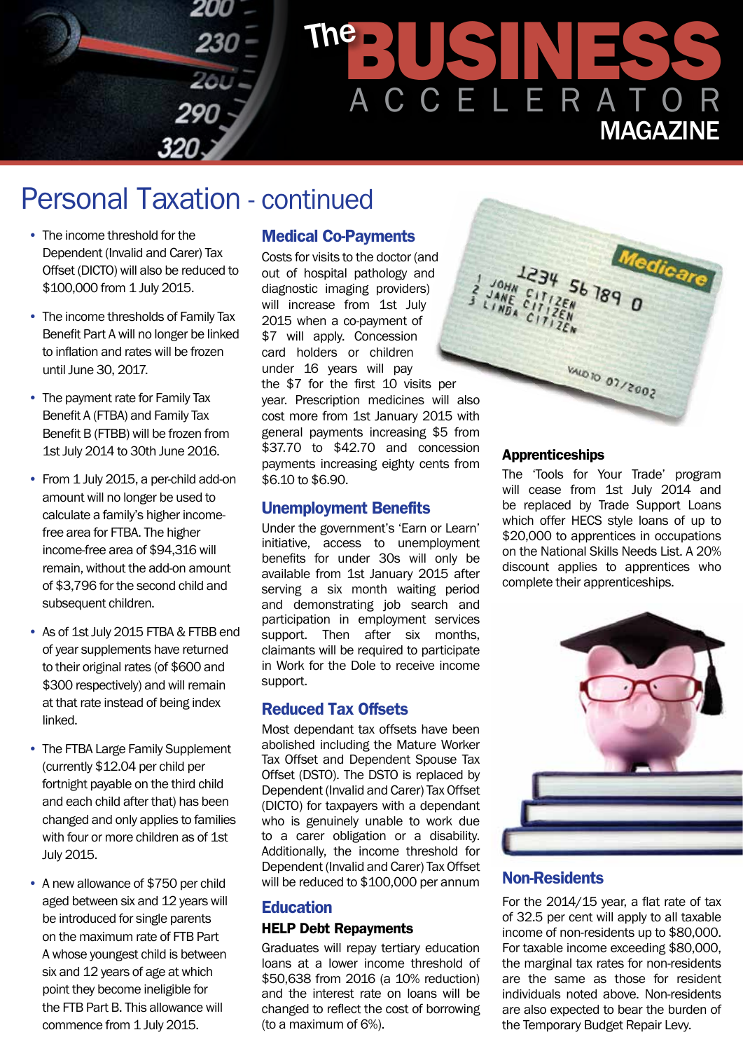# Personal Taxation - continued

- The income threshold for the Dependent (Invalid and Carer) Tax Offset (DICTO) will also be reduced to $100,000 from 1 July 2015.
- The income thresholds of Family Tax Benefit Part A will no longer be linked to inflation and rates will be frozen until June 30, 2017.
- The payment rate for Family Tax Benefit A (FTBA) and Family Tax Benefit B (FTBB) will be frozen from 1st July 2014 to 30th June 2016.
- From 1 July 2015, a per-child add-on amount will no longer be used to calculate a family's higher income-free area for FTBA. The higher income-free area of $94,316 will remain, without the add-on amount of $3,796 for the second child and subsequent children.
- As of 1st July 2015 FTBA & FTBB end of year supplements have returned to their original rates (of $600 and $300 respectively) and will remain at that rate instead of being index linked.
- The FTBA Large Family Supplement (currently $12.04 per child per fortnight payable on the third child and each child after that) has been changed and only applies to families with four or more children as of 1st July 2015.
- A new allowance of $750 per child aged between six and 12 years will be introduced for single parents on the maximum rate of FTB Part A whose youngest child is between six and 12 years of age at which point they become ineligible for the FTB Part B. This allowance will commence from 1 July 2015.

## Medical Co-Payments

Costs for visits to the doctor (and out of hospital pathology and diagnostic imaging providers) will increase from 1st July 2015 when a co-payment of $7 will apply. Concession card holders or children under 16 years will pay the $7 for the first 10 visits per year. Prescription medicines will also cost more from 1st January 2015 with general payments increasing $5 from $37.70 to $42.70 and concession payments increasing eighty cents from $6.10 to $6.90.

## Unemployment Benefits

Under the government's 'Earn or Learn' initiative, access to unemployment benefits for under 30s will only be available from 1st January 2015 after serving a six month waiting period and demonstrating job search and participation in employment services support. Then after six months, claimants will be required to participate in Work for the Dole to receive income support.

## Reduced Tax Offsets

Most dependant tax offsets have been abolished including the Mature Worker Tax Offset and Dependent Spouse Tax Offset (DSTO). The DSTO is replaced by Dependent (Invalid and Carer) Tax Offset (DICTO) for taxpayers with a dependant who is genuinely unable to work due to a carer obligation or a disability. Additionally, the income threshold for Dependent (Invalid and Carer) Tax Offset will be reduced to $100,000 per annum

## Education

### HELP Debt Repayments

Graduates will repay tertiary education loans at a lower income threshold of $50,638 from 2016 (a 10% reduction) and the interest rate on loans will be changed to reflect the cost of borrowing (to a maximum of 6%).

### Apprenticeships

The 'Tools for Your Trade' program will cease from 1st July 2014 and be replaced by Trade Support Loans which offer HECS style loans of up to $20,000 to apprentices in occupations on the National Skills Needs List. A 20% discount applies to apprentices who complete their apprenticeships.

## Non-Residents

For the 2014/15 year, a flat rate of tax of 32.5 per cent will apply to all taxable income of non-residents up to $80,000. For taxable income exceeding $80,000, the marginal tax rates for non-residents are the same as those for resident individuals noted above. Non-residents are also expected to bear the burden of the Temporary Budget Repair Levy.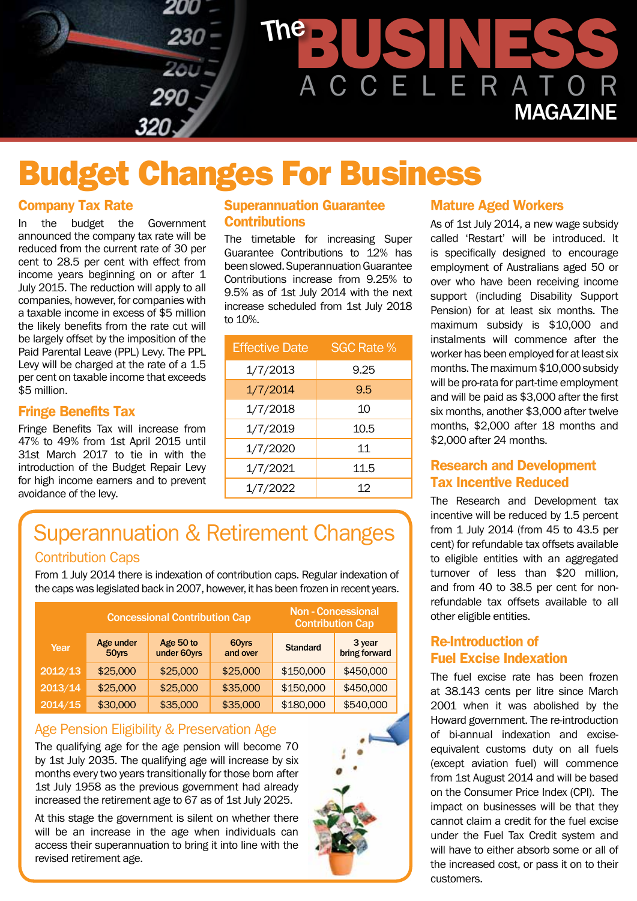# Budget Changes For Business

## Company Tax Rate

In the budget the Government announced the company tax rate will be reduced from the current rate of 30 per cent to 28.5 per cent with effect from income years beginning on or after 1 July 2015. The reduction will apply to all companies, however, for companies with a taxable income in excess of $5 million the likely benefits from the rate cut will be largely offset by the imposition of the Paid Parental Leave (PPL) Levy. The PPL Levy will be charged at the rate of a 1.5 per cent on taxable income that exceeds $5 million.

## Fringe Benefits Tax

Fringe Benefits Tax will increase from 47% to 49% from 1st April 2015 until 31st March 2017 to tie in with the introduction of the Budget Repair Levy for high income earners and to prevent avoidance of the levy.

## Superannuation Guarantee Contributions

The timetable for increasing Super Guarantee Contributions to 12% has been slowed. Superannuation Guarantee Contributions increase from 9.25% to 9.5% as of 1st July 2014 with the next increase scheduled from 1st July 2018 to 10%.

| Effective Date | SGC Rate % |
|---|---|
| 1/7/2013 | 9.25 |
| 1/7/2014 | 9.5 |
| 1/7/2018 | 10 |
| 1/7/2019 | 10.5 |
| 1/7/2020 | 11 |
| 1/7/2021 | 11.5 |
| 1/7/2022 | 12 |

## Superannuation & Retirement Changes

### Contribution Caps

From 1 July 2014 there is indexation of contribution caps. Regular indexation of the caps was legislated back in 2007, however, it has been frozen in recent years.

| Year | Concessional Contribution Cap | | | Non - Concessional Contribution Cap | |
|---|---|---|---|---|---|
| | Age under 50yrs | Age 50 to under 60yrs | 60yrs and over | Standard | 3 year bring forward |
| 2012/13 | $25,000 | $25,000 | $25,000 | $150,000 | $450,000 |
| 2013/14 | $25,000 | $25,000 | $35,000 | $150,000 | $450,000 |
| 2014/15 | $30,000 | $35,000 | $35,000 | $180,000 | $540,000 |

### Age Pension Eligibility & Preservation Age

The qualifying age for the age pension will become 70 by 1st July 2035. The qualifying age will increase by six months every two years transitionally for those born after 1st July 1958 as the previous government had already increased the retirement age to 67 as of 1st July 2025.

At this stage the government is silent on whether there will be an increase in the age when individuals can access their superannuation to bring it into line with the revised retirement age.

## Mature Aged Workers

As of 1st July 2014, a new wage subsidy called 'Restart' will be introduced. It is specifically designed to encourage employment of Australians aged 50 or over who have been receiving income support (including Disability Support Pension) for at least six months. The maximum subsidy is $10,000 and instalments will commence after the worker has been employed for at least six months. The maximum $10,000 subsidy will be pro-rata for part-time employment and will be paid as $3,000 after the first six months, another $3,000 after twelve months, $2,000 after 18 months and $2,000 after 24 months.

## Research and Development Tax Incentive Reduced

The Research and Development tax incentive will be reduced by 1.5 percent from 1 July 2014 (from 45 to 43.5 per cent) for refundable tax offsets available to eligible entities with an aggregated turnover of less than $20 million, and from 40 to 38.5 per cent for non-refundable tax offsets available to all other eligible entities.

## Re-Introduction of Fuel Excise Indexation

The fuel excise rate has been frozen at 38.143 cents per litre since March 2001 when it was abolished by the Howard government. The re-introduction of bi-annual indexation and excise-equivalent customs duty on all fuels (except aviation fuel) will commence from 1st August 2014 and will be based on the Consumer Price Index (CPI). The impact on businesses will be that they cannot claim a credit for the fuel excise under the Fuel Tax Credit system and will have to either absorb some or all of the increased cost, or pass it on to their customers.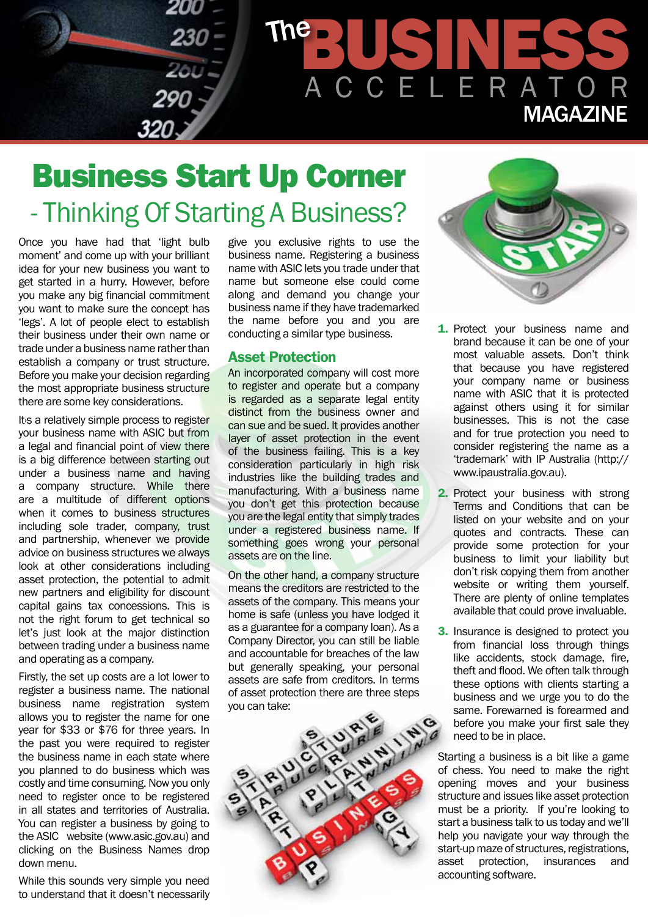# Business Start Up Corner

## - Thinking Of Starting A Business?

Once you have had that 'light bulb moment' and come up with your brilliant idea for your new business you want to get started in a hurry. However, before you make any big financial commitment you want to make sure the concept has 'legs'. A lot of people elect to establish their business under their own name or trade under a business name rather than establish a company or trust structure. Before you make your decision regarding the most appropriate business structure there are some key considerations.

It's a relatively simple process to register your business name with ASIC but from a legal and financial point of view there is a big difference between starting out under a business name and having a company structure. While there are a multitude of different options when it comes to business structures including sole trader, company, trust and partnership, whenever we provide advice on business structures we always look at other considerations including asset protection, the potential to admit new partners and eligibility for discount capital gains tax concessions. This is not the right forum to get technical so let's just look at the major distinction between trading under a business name and operating as a company.

Firstly, the set up costs are a lot lower to register a business name. The national business name registration system allows you to register the name for one year for $33 or $76 for three years. In the past you were required to register the business name in each state where you planned to do business which was costly and time consuming. Now you only need to register once to be registered in all states and territories of Australia. You can register a business by going to the ASIC website (www.asic.gov.au) and clicking on the Business Names drop down menu.

While this sounds very simple you need to understand that it doesn't necessarily give you exclusive rights to use the business name. Registering a business name with ASIC lets you trade under that name but someone else could come along and demand you change your business name if they have trademarked the name before you and you are conducting a similar type business.

### Asset Protection

An incorporated company will cost more to register and operate but a company is regarded as a separate legal entity distinct from the business owner and can sue and be sued. It provides another layer of asset protection in the event of the business failing. This is a key consideration particularly in high risk industries like the building trades and manufacturing. With a business name you don't get this protection because you are the legal entity that simply trades under a registered business name. If something goes wrong your personal assets are on the line.

On the other hand, a company structure means the creditors are restricted to the assets of the company. This means your home is safe (unless you have lodged it as a guarantee for a company loan). As a Company Director, you can still be liable and accountable for breaches of the law but generally speaking, your personal assets are safe from creditors. In terms of asset protection there are three steps you can take:

1. Protect your business name and brand because it can be one of your most valuable assets. Don't think that because you have registered your company name or business name with ASIC that it is protected against others using it for similar businesses. This is not the case and for true protection you need to consider registering the name as a 'trademark' with IP Australia (http://www.ipaustralia.gov.au).
2. Protect your business with strong Terms and Conditions that can be listed on your website and on your quotes and contracts. These can provide some protection for your business to limit your liability but don't risk copying them from another website or writing them yourself. There are plenty of online templates available that could prove invaluable.
3. Insurance is designed to protect you from financial loss through things like accidents, stock damage, fire, theft and flood. We often talk through these options with clients starting a business and we urge you to do the same. Forewarned is forearmed and before you make your first sale they need to be in place.

Starting a business is a bit like a game of chess. You need to make the right opening moves and your business structure and issues like asset protection must be a priority. If you're looking to start a business talk to us today and we'll help you navigate your way through the start-up maze of structures, registrations, asset protection, insurances and accounting software.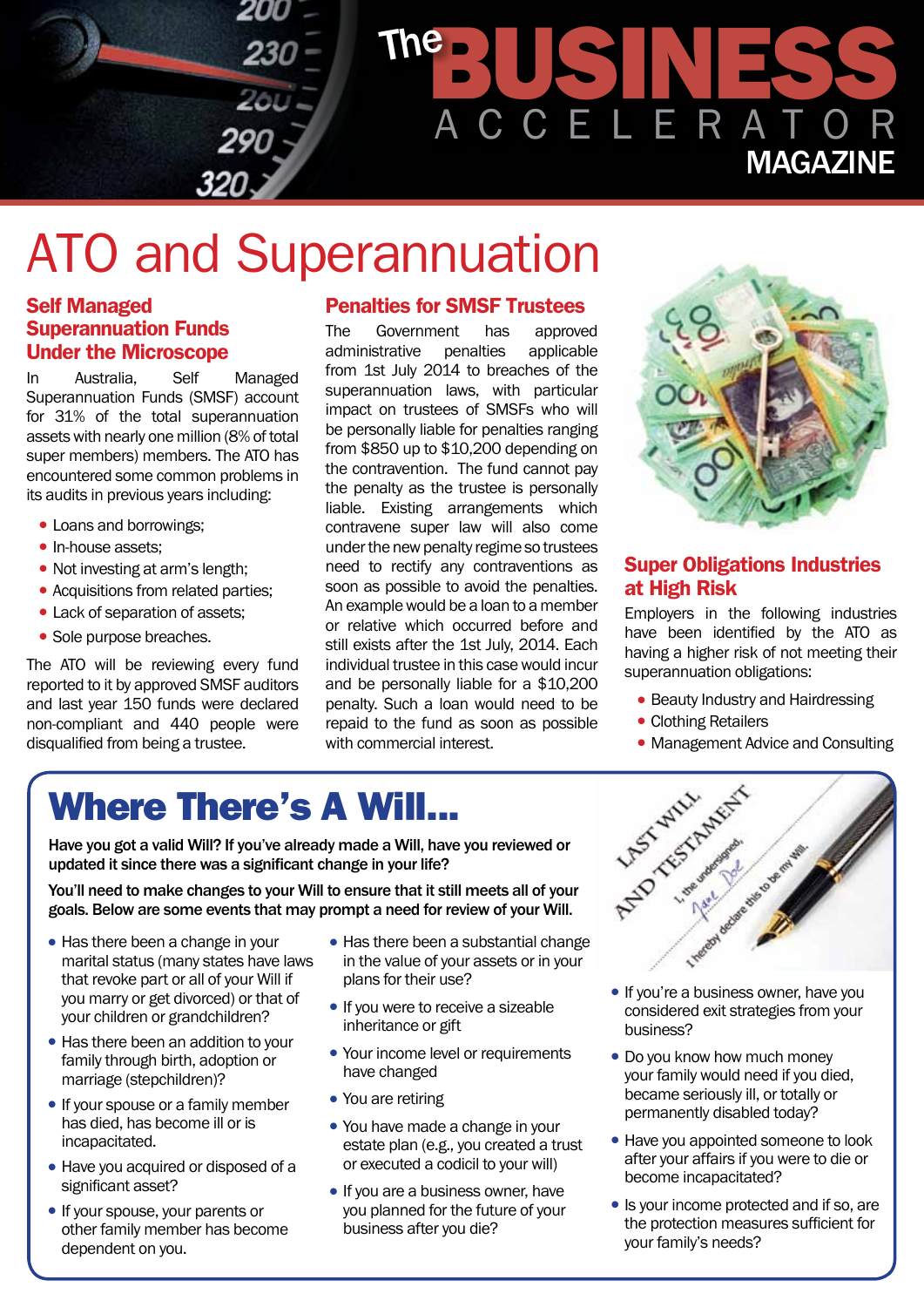# ATO and Superannuation

## Self Managed Superannuation Funds Under the Microscope

In Australia, Self Managed Superannuation Funds (SMSF) account for 31% of the total superannuation assets with nearly one million (8% of total super members) members. The ATO has encountered some common problems in its audits in previous years including:

- Loans and borrowings;
- In-house assets;
- Not investing at arm's length;
- Acquisitions from related parties;
- Lack of separation of assets;
- Sole purpose breaches.

The ATO will be reviewing every fund reported to it by approved SMSF auditors and last year 150 funds were declared non-compliant and 440 people were disqualified from being a trustee.

## Penalties for SMSF Trustees

The Government has approved administrative penalties applicable from 1st July 2014 to breaches of the superannuation laws, with particular impact on trustees of SMSFs who will be personally liable for penalties ranging from $850 up to $10,200 depending on the contravention. The fund cannot pay the penalty as the trustee is personally liable. Existing arrangements which contravene super law will also come under the new penalty regime so trustees need to rectify any contraventions as soon as possible to avoid the penalties. An example would be a loan to a member or relative which occurred before and still exists after the 1st July, 2014. Each individual trustee in this case would incur and be personally liable for a $10,200 penalty. Such a loan would need to be repaid to the fund as soon as possible with commercial interest.

## Super Obligations Industries at High Risk

Employers in the following industries have been identified by the ATO as having a higher risk of not meeting their superannuation obligations:

- Beauty Industry and Hairdressing
- Clothing Retailers
- Management Advice and Consulting

# Where There's A Will...

**Have you got a valid Will? If you've already made a Will, have you reviewed or updated it since there was a significant change in your life?**

**You'll need to make changes to your Will to ensure that it still meets all of your goals. Below are some events that may prompt a need for review of your Will.**

- Has there been a change in your marital status (many states have laws that revoke part or all of your Will if you marry or get divorced) or that of your children or grandchildren?
- Has there been an addition to your family through birth, adoption or marriage (stepchildren)?
- If your spouse or a family member has died, has become ill or is incapacitated.
- Have you acquired or disposed of a significant asset?
- If your spouse, your parents or other family member has become dependent on you.
- Has there been a substantial change in the value of your assets or in your plans for their use?
- If you were to receive a sizeable inheritance or gift
- Your income level or requirements have changed
- You are retiring
- You have made a change in your estate plan (e.g., you created a trust or executed a codicil to your will)
- If you are a business owner, have you planned for the future of your business after you die?
- If you're a business owner, have you considered exit strategies from your business?
- Do you know how much money your family would need if you died, became seriously ill, or totally or permanently disabled today?
- Have you appointed someone to look after your affairs if you were to die or become incapacitated?
- Is your income protected and if so, are the protection measures sufficient for your family's needs?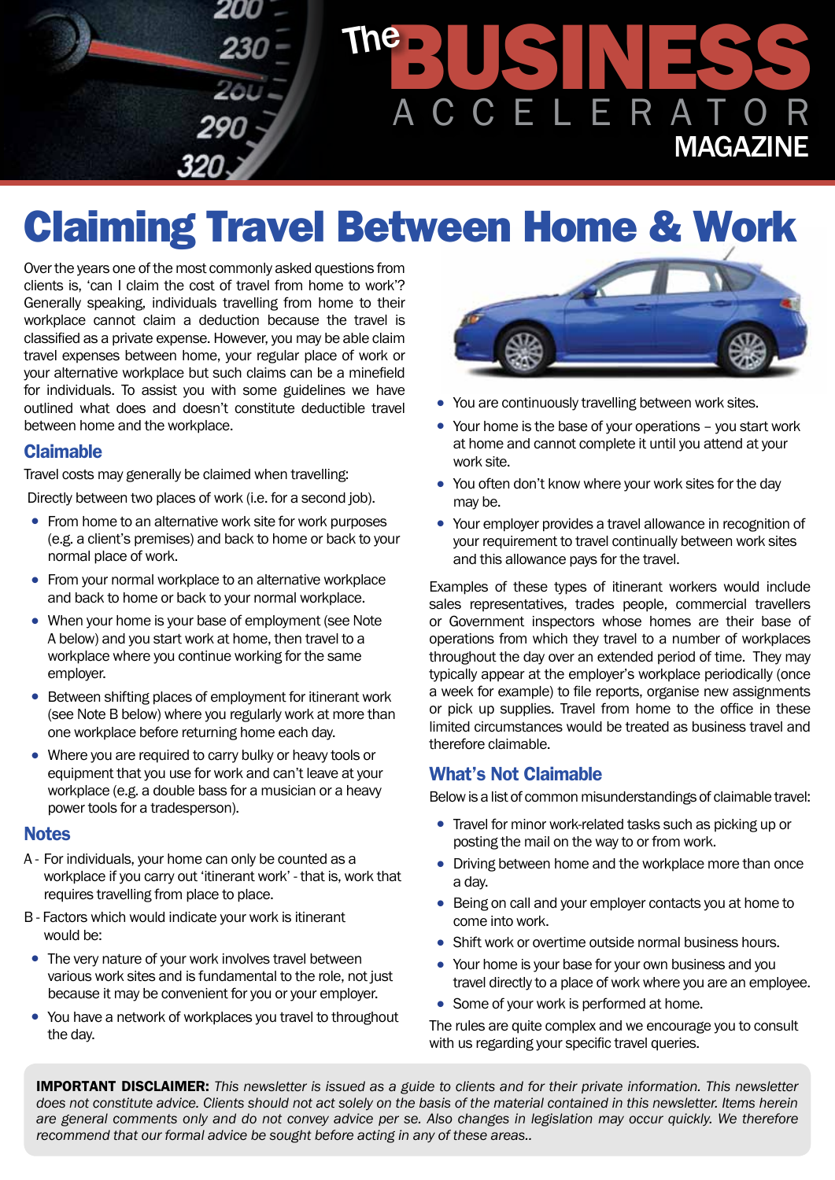# Claiming Travel Between Home & Work

Over the years one of the most commonly asked questions from clients is, 'can I claim the cost of travel from home to work'? Generally speaking, individuals travelling from home to their workplace cannot claim a deduction because the travel is classified as a private expense. However, you may be able claim travel expenses between home, your regular place of work or your alternative workplace but such claims can be a minefield for individuals. To assist you with some guidelines we have outlined what does and doesn't constitute deductible travel between home and the workplace.

## Claimable

Travel costs may generally be claimed when travelling:

Directly between two places of work (i.e. for a second job).

- From home to an alternative work site for work purposes (e.g. a client's premises) and back to home or back to your normal place of work.
- From your normal workplace to an alternative workplace and back to home or back to your normal workplace.
- When your home is your base of employment (see Note A below) and you start work at home, then travel to a workplace where you continue working for the same employer.
- Between shifting places of employment for itinerant work (see Note B below) where you regularly work at more than one workplace before returning home each day.
- Where you are required to carry bulky or heavy tools or equipment that you use for work and can't leave at your workplace (e.g. a double bass for a musician or a heavy power tools for a tradesperson).

## Notes

A - For individuals, your home can only be counted as a workplace if you carry out 'itinerant work' - that is, work that requires travelling from place to place.

B - Factors which would indicate your work is itinerant would be:

- The very nature of your work involves travel between various work sites and is fundamental to the role, not just because it may be convenient for you or your employer.
- You have a network of workplaces you travel to throughout the day.
- You are continuously travelling between work sites.
- Your home is the base of your operations – you start work at home and cannot complete it until you attend at your work site.
- You often don't know where your work sites for the day may be.
- Your employer provides a travel allowance in recognition of your requirement to travel continually between work sites and this allowance pays for the travel.

Examples of these types of itinerant workers would include sales representatives, trades people, commercial travellers or Government inspectors whose homes are their base of operations from which they travel to a number of workplaces throughout the day over an extended period of time. They may typically appear at the employer's workplace periodically (once a week for example) to file reports, organise new assignments or pick up supplies. Travel from home to the office in these limited circumstances would be treated as business travel and therefore claimable.

## What's Not Claimable

Below is a list of common misunderstandings of claimable travel:

- Travel for minor work-related tasks such as picking up or posting the mail on the way to or from work.
- Driving between home and the workplace more than once a day.
- Being on call and your employer contacts you at home to come into work.
- Shift work or overtime outside normal business hours.
- Your home is your base for your own business and you travel directly to a place of work where you are an employee.
- Some of your work is performed at home.

The rules are quite complex and we encourage you to consult with us regarding your specific travel queries.

**IMPORTANT DISCLAIMER:** *This newsletter is issued as a guide to clients and for their private information. This newsletter does not constitute advice. Clients should not act solely on the basis of the material contained in this newsletter. Items herein are general comments only and do not convey advice per se. Also changes in legislation may occur quickly. We therefore recommend that our formal advice be sought before acting in any of these areas..*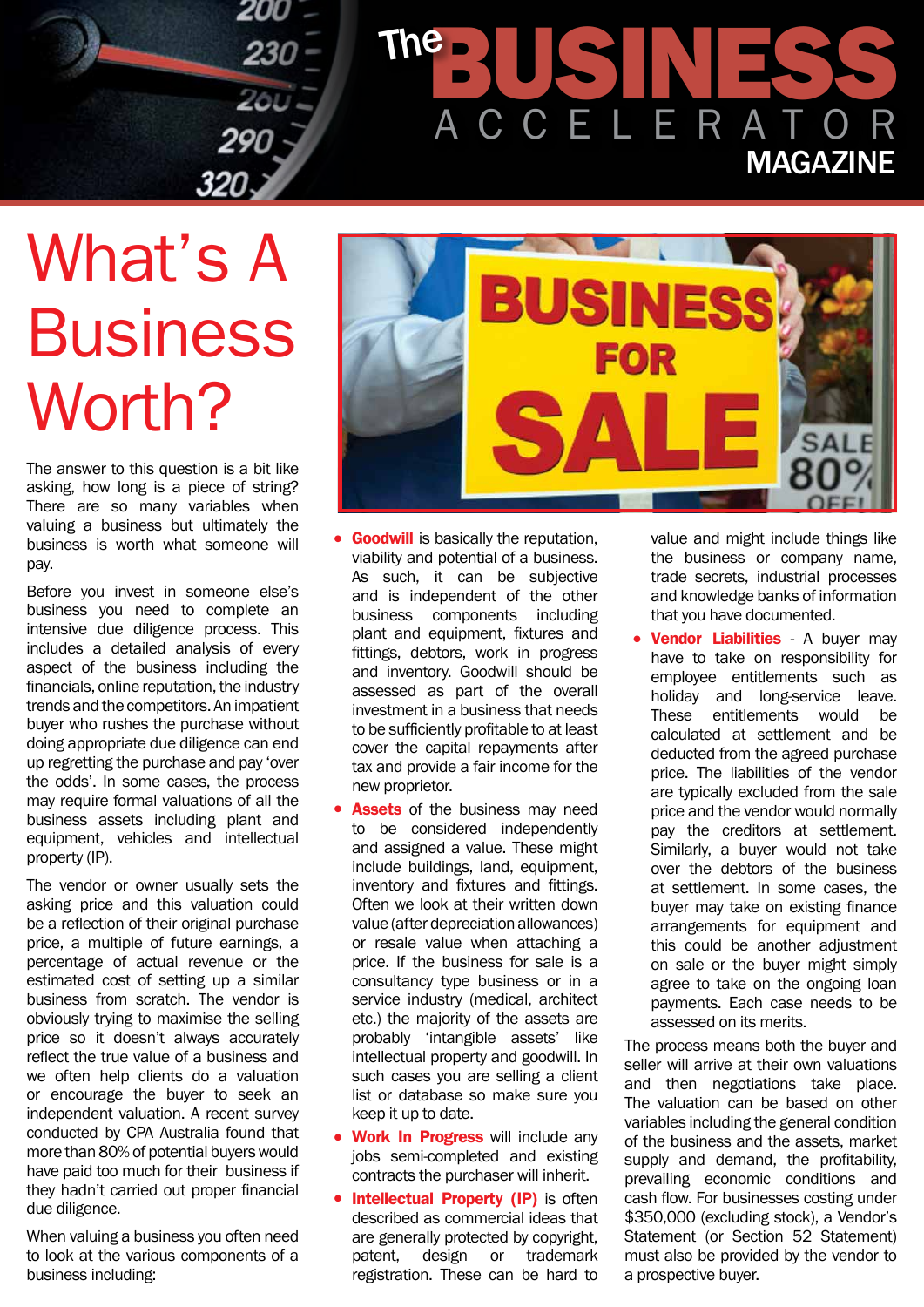# What's A Business Worth?

The answer to this question is a bit like asking, how long is a piece of string? There are so many variables when valuing a business but ultimately the business is worth what someone will pay.

Before you invest in someone else's business you need to complete an intensive due diligence process. This includes a detailed analysis of every aspect of the business including the financials, online reputation, the industry trends and the competitors. An impatient buyer who rushes the purchase without doing appropriate due diligence can end up regretting the purchase and pay 'over the odds'. In some cases, the process may require formal valuations of all the business assets including plant and equipment, vehicles and intellectual property (IP).

The vendor or owner usually sets the asking price and this valuation could be a reflection of their original purchase price, a multiple of future earnings, a percentage of actual revenue or the estimated cost of setting up a similar business from scratch. The vendor is obviously trying to maximise the selling price so it doesn't always accurately reflect the true value of a business and we often help clients do a valuation or encourage the buyer to seek an independent valuation. A recent survey conducted by CPA Australia found that more than 80% of potential buyers would have paid too much for their business if they hadn't carried out proper financial due diligence.

When valuing a business you often need to look at the various components of a business including:

- **Goodwill** is basically the reputation, viability and potential of a business. As such, it can be subjective and is independent of the other business components including plant and equipment, fixtures and fittings, debtors, work in progress and inventory. Goodwill should be assessed as part of the overall investment in a business that needs to be sufficiently profitable to at least cover the capital repayments after tax and provide a fair income for the new proprietor.
- **Assets** of the business may need to be considered independently and assigned a value. These might include buildings, land, equipment, inventory and fixtures and fittings. Often we look at their written down value (after depreciation allowances) or resale value when attaching a price. If the business for sale is a consultancy type business or in a service industry (medical, architect etc.) the majority of the assets are probably 'intangible assets' like intellectual property and goodwill. In such cases you are selling a client list or database so make sure you keep it up to date.
- **Work In Progress** will include any jobs semi-completed and existing contracts the purchaser will inherit.
- **Intellectual Property (IP)** is often described as commercial ideas that are generally protected by copyright, patent, design or trademark registration. These can be hard to value and might include things like the business or company name, trade secrets, industrial processes and knowledge banks of information that you have documented.
- **Vendor Liabilities** - A buyer may have to take on responsibility for employee entitlements such as holiday and long-service leave. These entitlements would be calculated at settlement and be deducted from the agreed purchase price. The liabilities of the vendor are typically excluded from the sale price and the vendor would normally pay the creditors at settlement. Similarly, a buyer would not take over the debtors of the business at settlement. In some cases, the buyer may take on existing finance arrangements for equipment and this could be another adjustment on sale or the buyer might simply agree to take on the ongoing loan payments. Each case needs to be assessed on its merits.

The process means both the buyer and seller will arrive at their own valuations and then negotiations take place. The valuation can be based on other variables including the general condition of the business and the assets, market supply and demand, the profitability, prevailing economic conditions and cash flow. For businesses costing under $350,000 (excluding stock), a Vendor's Statement (or Section 52 Statement) must also be provided by the vendor to a prospective buyer.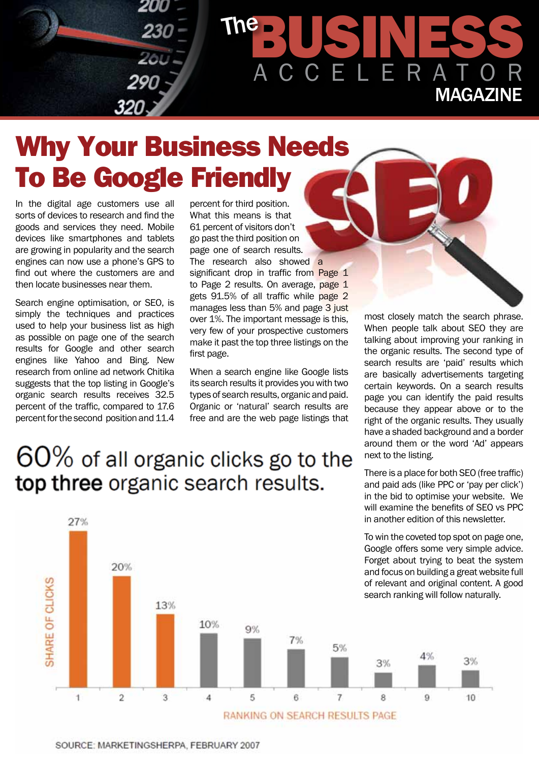# Why Your Business Needs To Be Google Friendly

In the digital age customers use all sorts of devices to research and find the goods and services they need. Mobile devices like smartphones and tablets are growing in popularity and the search engines can now use a phone's GPS to find out where the customers are and then locate businesses near them.

Search engine optimisation, or SEO, is simply the techniques and practices used to help your business list as high as possible on page one of the search results for Google and other search engines like Yahoo and Bing. New research from online ad network Chitika suggests that the top listing in Google's organic search results receives 32.5 percent of the traffic, compared to 17.6 percent for the second position and 11.4 percent for third position. What this means is that 61 percent of visitors don't go past the third position on page one of search results. The research also showed a significant drop in traffic from Page 1 to Page 2 results. On average, page 1 gets 91.5% of all traffic while page 2 manages less than 5% and page 3 just over 1%. The important message is this, very few of your prospective customers make it past the top three listings on the first page.

When a search engine like Google lists its search results it provides you with two types of search results, organic and paid. Organic or 'natural' search results are free and are the web page listings that most closely match the search phrase. When people talk about SEO they are talking about improving your ranking in the organic results. The second type of search results are 'paid' results which are basically advertisements targeting certain keywords. On a search results page you can identify the paid results because they appear above or to the right of the organic results. They usually have a shaded background and a border around them or the word 'Ad' appears next to the listing.

There is a place for both SEO (free traffic) and paid ads (like PPC or 'pay per click') in the bid to optimise your website. We will examine the benefits of SEO vs PPC in another edition of this newsletter.

To win the coveted top spot on page one, Google offers some very simple advice. Forget about trying to beat the system and focus on building a great website full of relevant and original content. A good search ranking will follow naturally.

## 60% of all organic clicks go to the **top three** organic search results.

| Ranking on Search Results Page | Share of Clicks |
|---|---|
| 1 | 27% |
| 2 | 20% |
| 3 | 13% |
| 4 | 10% |
| 5 | 9% |
| 6 | 7% |
| 7 | 5% |
| 8 | 3% |
| 9 | 4% |
| 10 | 3% |

SOURCE: MARKETINGSHERPA, FEBRUARY 2007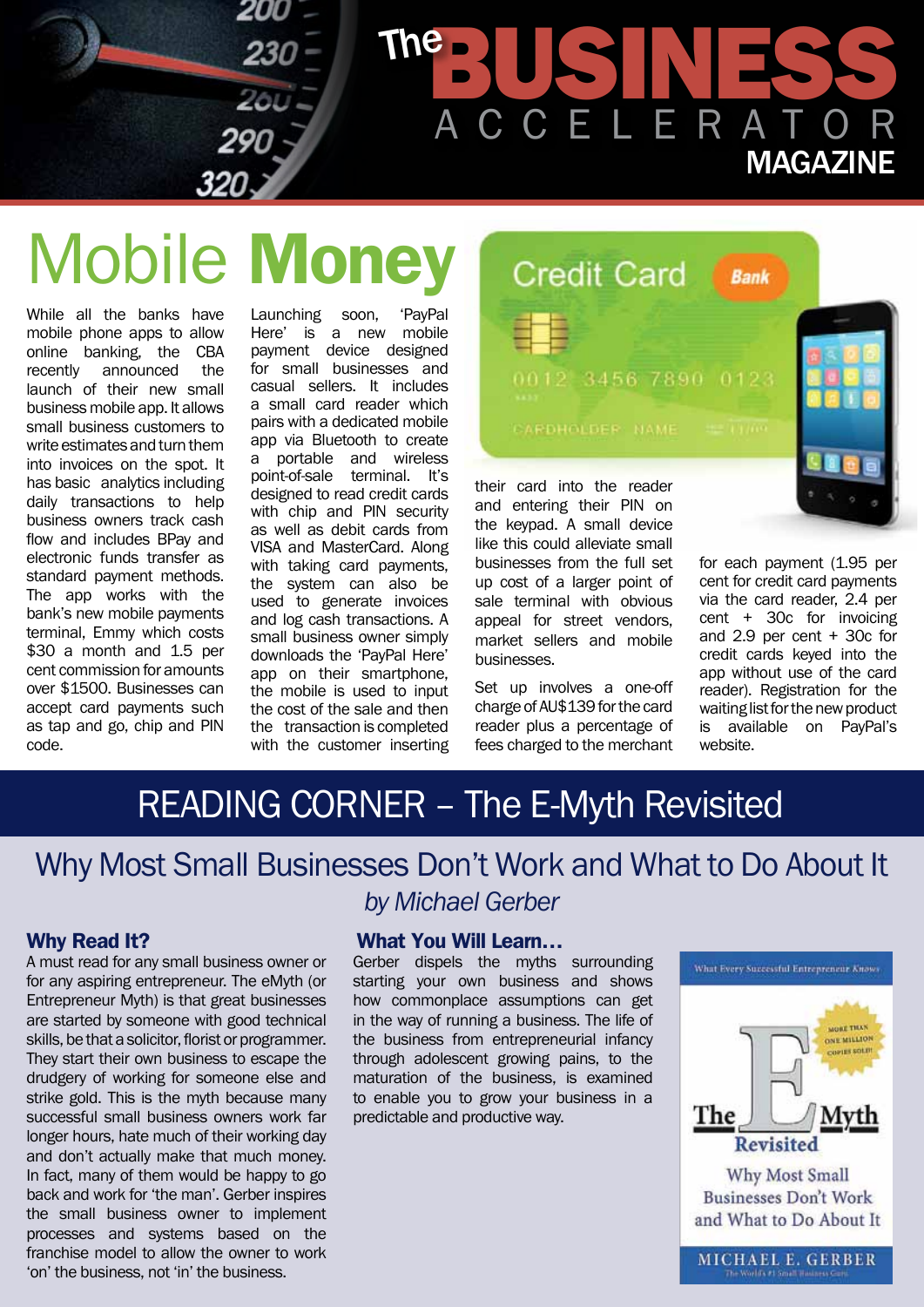# Mobile Money

While all the banks have mobile phone apps to allow online banking, the CBA recently announced the launch of their new small business mobile app. It allows small business customers to write estimates and turn them into invoices on the spot. It has basic analytics including daily transactions to help business owners track cash flow and includes BPay and electronic funds transfer as standard payment methods. The app works with the bank's new mobile payments terminal, Emmy which costs $30 a month and 1.5 per cent commission for amounts over $1500. Businesses can accept card payments such as tap and go, chip and PIN code.

Launching soon, 'PayPal Here' is a new mobile payment device designed for small businesses and casual sellers. It includes a small card reader which pairs with a dedicated mobile app via Bluetooth to create a portable and wireless point-of-sale terminal. It's designed to read credit cards with chip and PIN security as well as debit cards from VISA and MasterCard. Along with taking card payments, the system can also be used to generate invoices and log cash transactions. A small business owner simply downloads the 'PayPal Here' app on their smartphone, the mobile is used to input the cost of the sale and then the transaction is completed with the customer inserting their card into the reader and entering their PIN on the keypad. A small device like this could alleviate small businesses from the full set up cost of a larger point of sale terminal with obvious appeal for street vendors, market sellers and mobile businesses.

Set up involves a one-off charge of AU$139 for the card reader plus a percentage of fees charged to the merchant for each payment (1.95 per cent for credit card payments via the card reader, 2.4 per cent + 30c for invoicing and 2.9 per cent + 30c for credit cards keyed into the app without use of the card reader). Registration for the waiting list for the new product is available on PayPal's website.

# READING CORNER – The E-Myth Revisited

## Why Most Small Businesses Don't Work and What to Do About It

*by Michael Gerber*

### Why Read It?

A must read for any small business owner or for any aspiring entrepreneur. The eMyth (or Entrepreneur Myth) is that great businesses are started by someone with good technical skills, be that a solicitor, florist or programmer. They start their own business to escape the drudgery of working for someone else and strike gold. This is the myth because many successful small business owners work far longer hours, hate much of their working day and don't actually make that much money. In fact, many of them would be happy to go back and work for 'the man'. Gerber inspires the small business owner to implement processes and systems based on the franchise model to allow the owner to work 'on' the business, not 'in' the business.

### What You Will Learn…

Gerber dispels the myths surrounding starting your own business and shows how commonplace assumptions can get in the way of running a business. The life of the business from entrepreneurial infancy through adolescent growing pains, to the maturation of the business, is examined to enable you to grow your business in a predictable and productive way.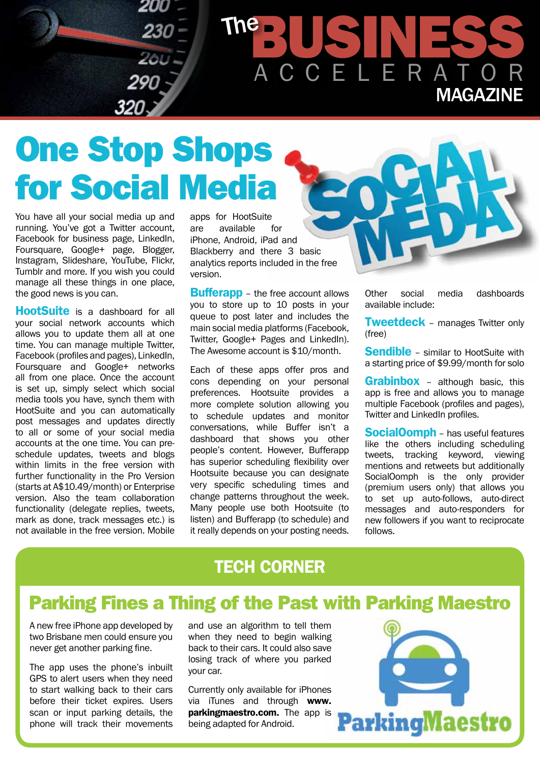# One Stop Shops for Social Media

You have all your social media up and running. You've got a Twitter account, Facebook for business page, LinkedIn, Foursquare, Google+ page, Blogger, Instagram, Slideshare, YouTube, Flickr, Tumblr and more. If you wish you could manage all these things in one place, the good news is you can.

**HootSuite** is a dashboard for all your social network accounts which allows you to update them all at one time. You can manage multiple Twitter, Facebook (profiles and pages), LinkedIn, Foursquare and Google+ networks all from one place. Once the account is set up, simply select which social media tools you have, synch them with HootSuite and you can automatically post messages and updates directly to all or some of your social media accounts at the one time. You can pre-schedule updates, tweets and blogs within limits in the free version with further functionality in the Pro Version (starts at A$10.49/month) or Enterprise version. Also the team collaboration functionality (delegate replies, tweets, mark as done, track messages etc.) is not available in the free version. Mobile apps for HootSuite are available for iPhone, Android, iPad and Blackberry and there 3 basic analytics reports included in the free version.

**Bufferapp** – the free account allows you to store up to 10 posts in your queue to post later and includes the main social media platforms (Facebook, Twitter, Google+ Pages and LinkedIn). The Awesome account is $10/month.

Each of these apps offer pros and cons depending on your personal preferences. Hootsuite provides a more complete solution allowing you to schedule updates and monitor conversations, while Buffer isn't a dashboard that shows you other people's content. However, Bufferapp has superior scheduling flexibility over Hootsuite because you can designate very specific scheduling times and change patterns throughout the week. Many people use both Hootsuite (to listen) and Bufferapp (to schedule) and it really depends on your posting needs.

Other social media dashboards available include:

**Tweetdeck** – manages Twitter only (free)

**Sendible** – similar to HootSuite with a starting price of $9.99/month for solo

**Grabinbox** – although basic, this app is free and allows you to manage multiple Facebook (profiles and pages), Twitter and LinkedIn profiles.

**SocialOomph** – has useful features like the others including scheduling tweets, tracking keyword, viewing mentions and retweets but additionally SocialOomph is the only provider (premium users only) that allows you to set up auto-follows, auto-direct messages and auto-responders for new followers if you want to reciprocate follows.

## TECH CORNER

### Parking Fines a Thing of the Past with Parking Maestro

A new free iPhone app developed by two Brisbane men could ensure you never get another parking fine.

The app uses the phone's inbuilt GPS to alert users when they need to start walking back to their cars before their ticket expires. Users scan or input parking details, the phone will track their movements and use an algorithm to tell them when they need to begin walking back to their cars. It could also save losing track of where you parked your car.

Currently only available for iPhones via iTunes and through **www.parkingmaestro.com.** The app is being adapted for Android.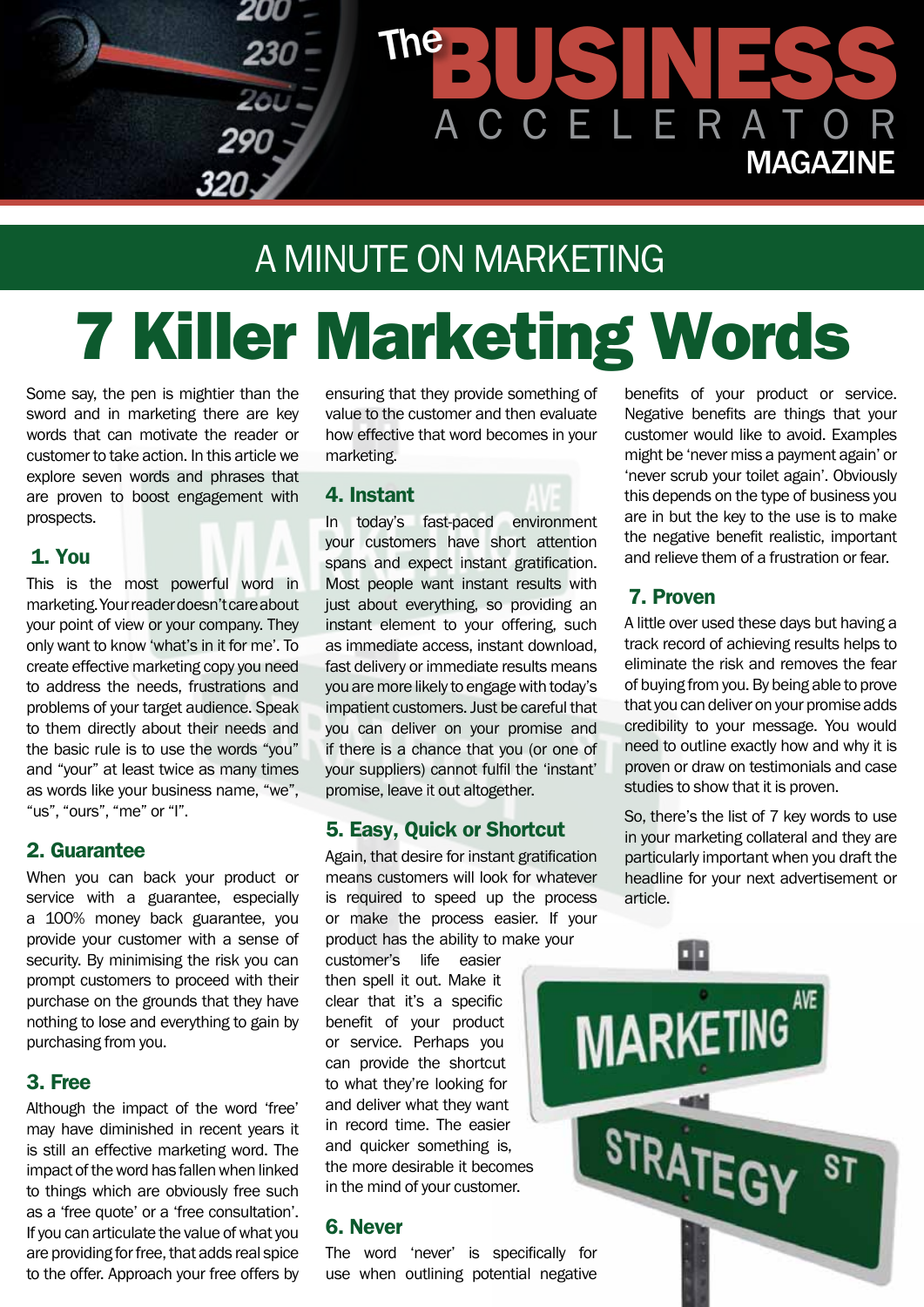# A MINUTE ON MARKETING

# 7 Killer Marketing Words

Some say, the pen is mightier than the sword and in marketing there are key words that can motivate the reader or customer to take action. In this article we explore seven words and phrases that are proven to boost engagement with prospects.

## 1. You

This is the most powerful word in marketing. Your reader doesn't care about your point of view or your company. They only want to know 'what's in it for me'. To create effective marketing copy you need to address the needs, frustrations and problems of your target audience. Speak to them directly about their needs and the basic rule is to use the words "you" and "your" at least twice as many times as words like your business name, "we", "us", "ours", "me" or "I".

## 2. Guarantee

When you can back your product or service with a guarantee, especially a 100% money back guarantee, you provide your customer with a sense of security. By minimising the risk you can prompt customers to proceed with their purchase on the grounds that they have nothing to lose and everything to gain by purchasing from you.

## 3. Free

Although the impact of the word 'free' may have diminished in recent years it is still an effective marketing word. The impact of the word has fallen when linked to things which are obviously free such as a 'free quote' or a 'free consultation'. If you can articulate the value of what you are providing for free, that adds real spice to the offer. Approach your free offers by ensuring that they provide something of value to the customer and then evaluate how effective that word becomes in your marketing.

## 4. Instant

In today's fast-paced environment your customers have short attention spans and expect instant gratification. Most people want instant results with just about everything, so providing an instant element to your offering, such as immediate access, instant download, fast delivery or immediate results means you are more likely to engage with today's impatient customers. Just be careful that you can deliver on your promise and if there is a chance that you (or one of your suppliers) cannot fulfil the 'instant' promise, leave it out altogether.

## 5. Easy, Quick or Shortcut

Again, that desire for instant gratification means customers will look for whatever is required to speed up the process or make the process easier. If your product has the ability to make your customer's life easier then spell it out. Make it clear that it's a specific benefit of your product or service. Perhaps you can provide the shortcut to what they're looking for and deliver what they want in record time. The easier and quicker something is, the more desirable it becomes in the mind of your customer.

## 6. Never

The word 'never' is specifically for use when outlining potential negative benefits of your product or service. Negative benefits are things that your customer would like to avoid. Examples might be 'never miss a payment again' or 'never scrub your toilet again'. Obviously this depends on the type of business you are in but the key to the use is to make the negative benefit realistic, important and relieve them of a frustration or fear.

## 7. Proven

A little over used these days but having a track record of achieving results helps to eliminate the risk and removes the fear of buying from you. By being able to prove that you can deliver on your promise adds credibility to your message. You would need to outline exactly how and why it is proven or draw on testimonials and case studies to show that it is proven.

So, there's the list of 7 key words to use in your marketing collateral and they are particularly important when you draft the headline for your next advertisement or article.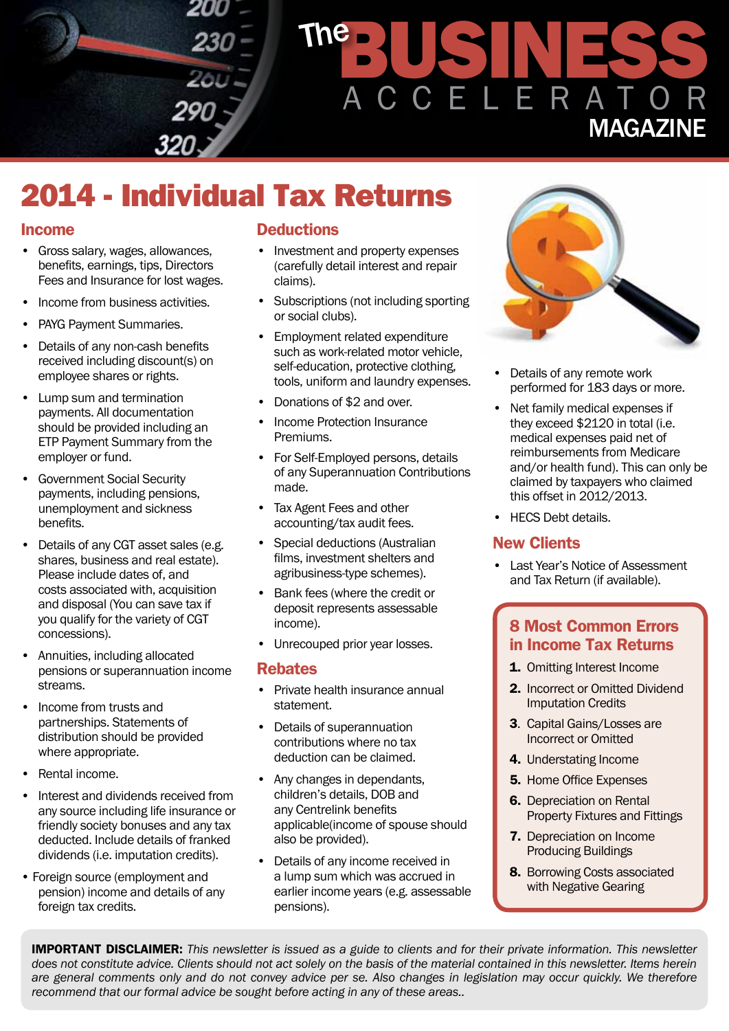# 2014 - Individual Tax Returns

## Income

- Gross salary, wages, allowances, benefits, earnings, tips, Directors Fees and Insurance for lost wages.
- Income from business activities.
- PAYG Payment Summaries.
- Details of any non-cash benefits received including discount(s) on employee shares or rights.
- Lump sum and termination payments. All documentation should be provided including an ETP Payment Summary from the employer or fund.
- Government Social Security payments, including pensions, unemployment and sickness benefits.
- Details of any CGT asset sales (e.g. shares, business and real estate). Please include dates of, and costs associated with, acquisition and disposal (You can save tax if you qualify for the variety of CGT concessions).
- Annuities, including allocated pensions or superannuation income streams.
- Income from trusts and partnerships. Statements of distribution should be provided where appropriate.
- Rental income.
- Interest and dividends received from any source including life insurance or friendly society bonuses and any tax deducted. Include details of franked dividends (i.e. imputation credits).
- Foreign source (employment and pension) income and details of any foreign tax credits.

## Deductions

- Investment and property expenses (carefully detail interest and repair claims).
- Subscriptions (not including sporting or social clubs).
- Employment related expenditure such as work-related motor vehicle, self-education, protective clothing, tools, uniform and laundry expenses.
- Donations of $2 and over.
- Income Protection Insurance Premiums.
- For Self-Employed persons, details of any Superannuation Contributions made.
- Tax Agent Fees and other accounting/tax audit fees.
- Special deductions (Australian films, investment shelters and agribusiness-type schemes).
- Bank fees (where the credit or deposit represents assessable income).
- Unrecouped prior year losses.

## Rebates

- Private health insurance annual statement.
- Details of superannuation contributions where no tax deduction can be claimed.
- Any changes in dependants, children's details, DOB and any Centrelink benefits applicable(income of spouse should also be provided).
- Details of any income received in a lump sum which was accrued in earlier income years (e.g. assessable pensions).
- Details of any remote work performed for 183 days or more.
- Net family medical expenses if they exceed $2120 in total (i.e. medical expenses paid net of reimbursements from Medicare and/or health fund). This can only be claimed by taxpayers who claimed this offset in 2012/2013.
- HECS Debt details.

## New Clients

- Last Year's Notice of Assessment and Tax Return (if available).

## 8 Most Common Errors in Income Tax Returns

1. Omitting Interest Income
2. Incorrect or Omitted Dividend Imputation Credits
3. Capital Gains/Losses are Incorrect or Omitted
4. Understating Income
5. Home Office Expenses
6. Depreciation on Rental Property Fixtures and Fittings
7. Depreciation on Income Producing Buildings
8. Borrowing Costs associated with Negative Gearing

**IMPORTANT DISCLAIMER:** *This newsletter is issued as a guide to clients and for their private information. This newsletter does not constitute advice. Clients should not act solely on the basis of the material contained in this newsletter. Items herein are general comments only and do not convey advice per se. Also changes in legislation may occur quickly. We therefore recommend that our formal advice be sought before acting in any of these areas..*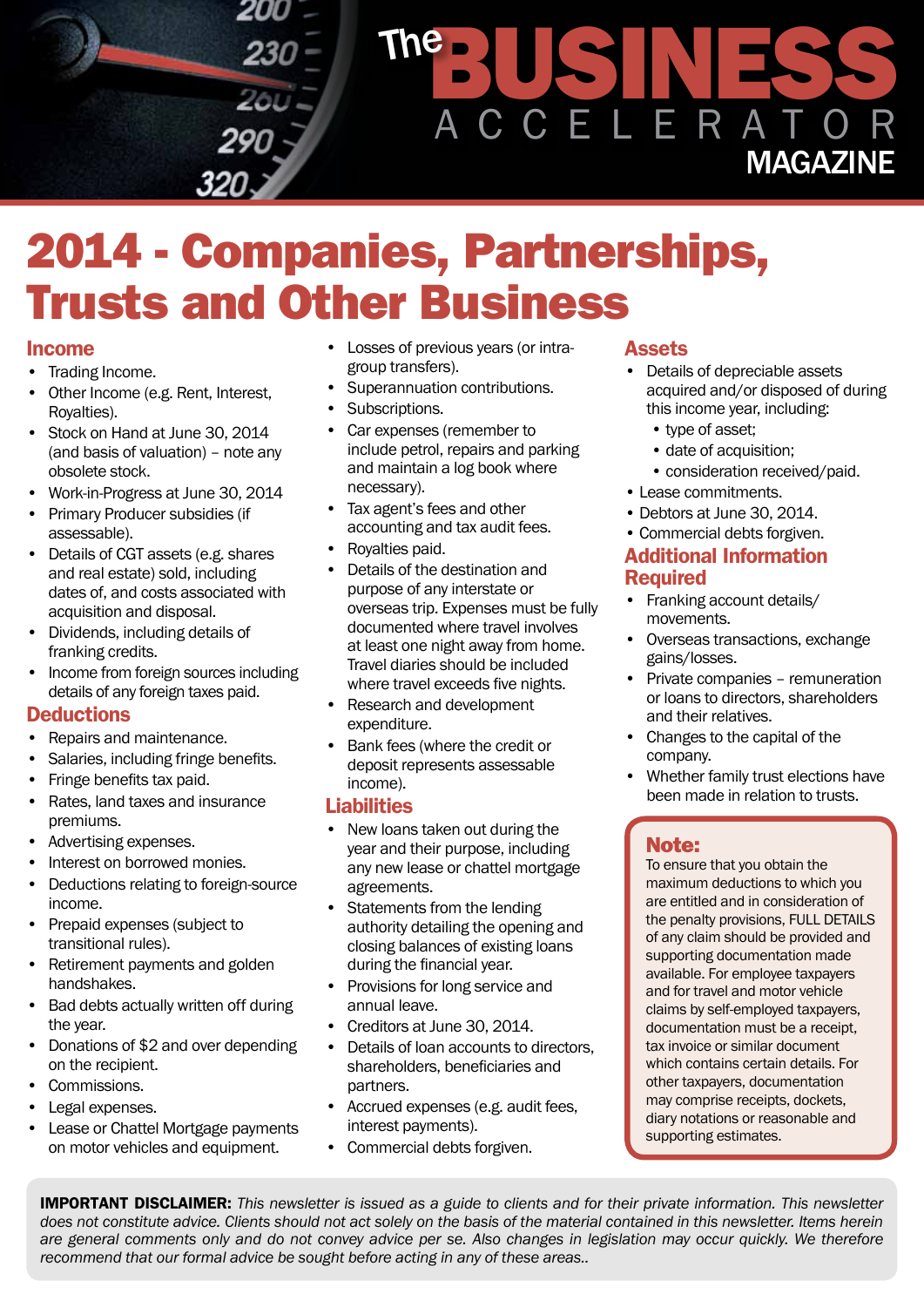# 2014 - Companies, Partnerships, Trusts and Other Business

## Income

- Trading Income.
- Other Income (e.g. Rent, Interest, Royalties).
- Stock on Hand at June 30, 2014 (and basis of valuation) – note any obsolete stock.
- Work-in-Progress at June 30, 2014
- Primary Producer subsidies (if assessable).
- Details of CGT assets (e.g. shares and real estate) sold, including dates of, and costs associated with acquisition and disposal.
- Dividends, including details of franking credits.
- Income from foreign sources including details of any foreign taxes paid.

## Deductions

- Repairs and maintenance.
- Salaries, including fringe benefits.
- Fringe benefits tax paid.
- Rates, land taxes and insurance premiums.
- Advertising expenses.
- Interest on borrowed monies.
- Deductions relating to foreign-source income.
- Prepaid expenses (subject to transitional rules).
- Retirement payments and golden handshakes.
- Bad debts actually written off during the year.
- Donations of $2 and over depending on the recipient.
- Commissions.
- Legal expenses.
- Lease or Chattel Mortgage payments on motor vehicles and equipment.
- Losses of previous years (or intra-group transfers).
- Superannuation contributions.
- Subscriptions.
- Car expenses (remember to include petrol, repairs and parking and maintain a log book where necessary).
- Tax agent's fees and other accounting and tax audit fees.
- Royalties paid.
- Details of the destination and purpose of any interstate or overseas trip. Expenses must be fully documented where travel involves at least one night away from home. Travel diaries should be included where travel exceeds five nights.
- Research and development expenditure.
- Bank fees (where the credit or deposit represents assessable income).

## Liabilities

- New loans taken out during the year and their purpose, including any new lease or chattel mortgage agreements.
- Statements from the lending authority detailing the opening and closing balances of existing loans during the financial year.
- Provisions for long service and annual leave.
- Creditors at June 30, 2014.
- Details of loan accounts to directors, shareholders, beneficiaries and partners.
- Accrued expenses (e.g. audit fees, interest payments).
- Commercial debts forgiven.

## Assets

- Details of depreciable assets acquired and/or disposed of during this income year, including:
  - type of asset;
  - date of acquisition;
  - consideration received/paid.
- Lease commitments.
- Debtors at June 30, 2014.
- Commercial debts forgiven.

## Additional Information Required

- Franking account details/ movements.
- Overseas transactions, exchange gains/losses.
- Private companies – remuneration or loans to directors, shareholders and their relatives.
- Changes to the capital of the company.
- Whether family trust elections have been made in relation to trusts.

### Note:

To ensure that you obtain the maximum deductions to which you are entitled and in consideration of the penalty provisions, FULL DETAILS of any claim should be provided and supporting documentation made available. For employee taxpayers and for travel and motor vehicle claims by self-employed taxpayers, documentation must be a receipt, tax invoice or similar document which contains certain details. For other taxpayers, documentation may comprise receipts, dockets, diary notations or reasonable and supporting estimates.

**IMPORTANT DISCLAIMER:** *This newsletter is issued as a guide to clients and for their private information. This newsletter does not constitute advice. Clients should not act solely on the basis of the material contained in this newsletter. Items herein are general comments only and do not convey advice per se. Also changes in legislation may occur quickly. We therefore recommend that our formal advice be sought before acting in any of these areas..*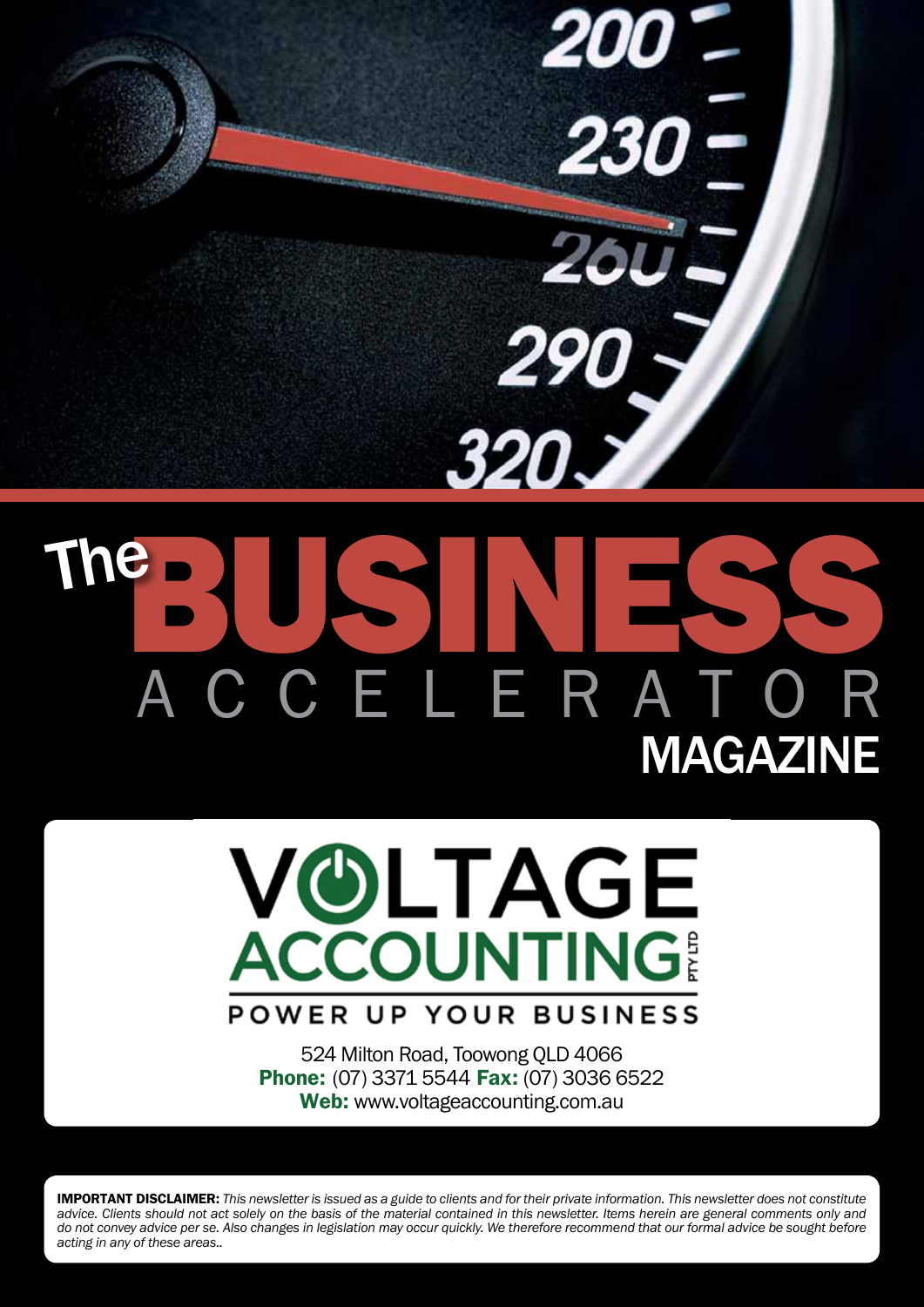# The BUSINESS ACCELERATOR MAGAZINE

VOLTAGE ACCOUNTING PTY LTD

POWER UP YOUR BUSINESS

524 Milton Road, Toowong QLD 4066
**Phone:** (07) 3371 5544 **Fax:** (07) 3036 6522
**Web:** www.voltageaccounting.com.au

**IMPORTANT DISCLAIMER:** *This newsletter is issued as a guide to clients and for their private information. This newsletter does not constitute advice. Clients should not act solely on the basis of the material contained in this newsletter. Items herein are general comments only and do not convey advice per se. Also changes in legislation may occur quickly. We therefore recommend that our formal advice be sought before acting in any of these areas..*